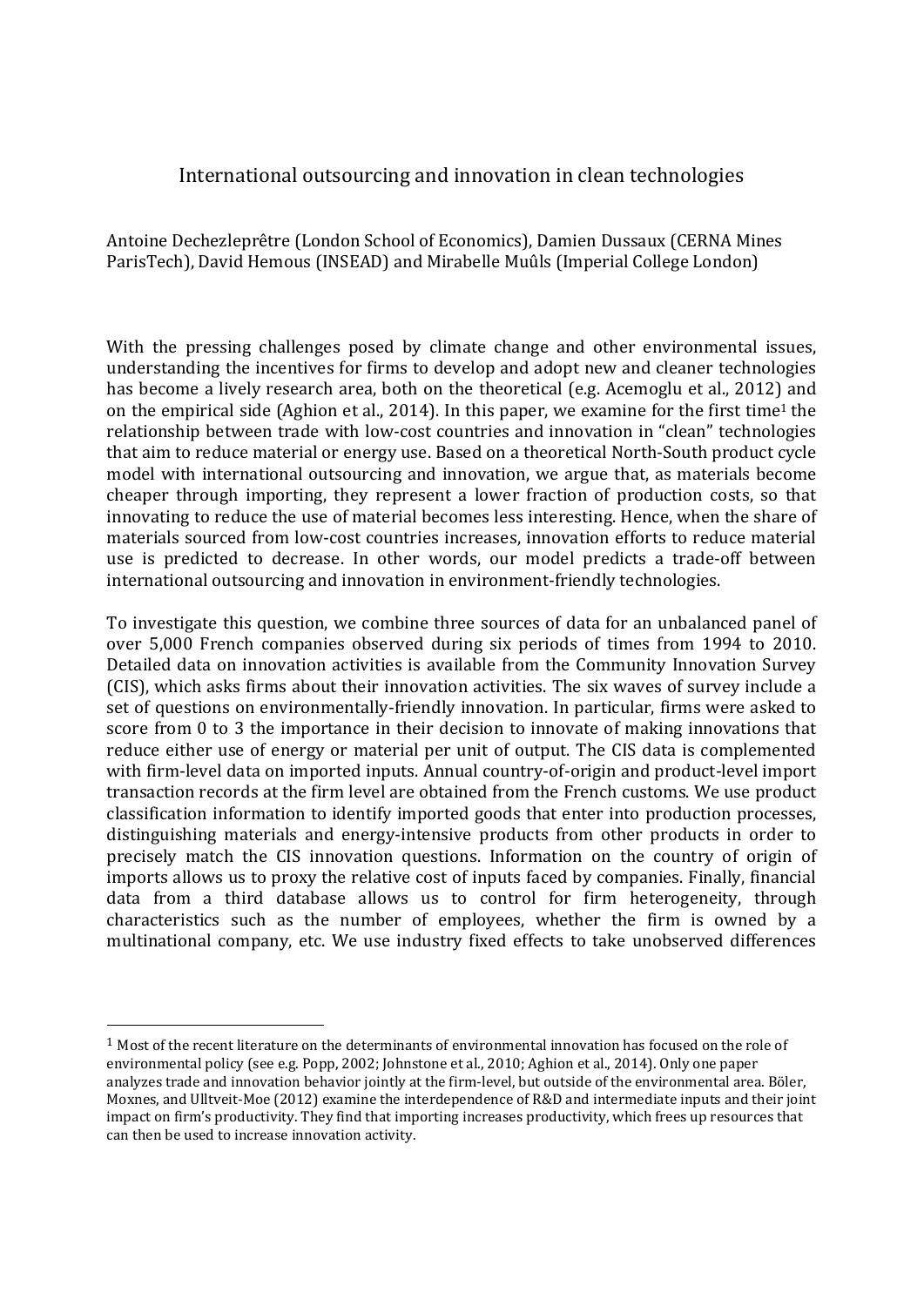# International outsourcing and innovation in clean technologies

Antoine Dechezleprêtre (London School of Economics), Damien Dussaux (CERNA Mines ParisTech), David Hemous (INSEAD) and Mirabelle Muûls (Imperial College London)

With the pressing challenges posed by climate change and other environmental issues, understanding the incentives for firms to develop and adopt new and cleaner technologies has become a lively research area, both on the theoretical (e.g. Acemoglu et al., 2012) and on the empirical side (Aghion et al., 2014). In this paper, we examine for the first time[1] the relationship between trade with low-cost countries and innovation in "clean" technologies that aim to reduce material or energy use. Based on a theoretical North-South product cycle model with international outsourcing and innovation, we argue that, as materials become cheaper through importing, they represent a lower fraction of production costs, so that innovating to reduce the use of material becomes less interesting. Hence, when the share of materials sourced from low-cost countries increases, innovation efforts to reduce material use is predicted to decrease. In other words, our model predicts a trade-off between international outsourcing and innovation in environment-friendly technologies.

To investigate this question, we combine three sources of data for an unbalanced panel of over 5,000 French companies observed during six periods of times from 1994 to 2010. Detailed data on innovation activities is available from the Community Innovation Survey (CIS), which asks firms about their innovation activities. The six waves of survey include a set of questions on environmentally-friendly innovation. In particular, firms were asked to score from 0 to 3 the importance in their decision to innovate of making innovations that reduce either use of energy or material per unit of output. The CIS data is complemented with firm-level data on imported inputs. Annual country-of-origin and product-level import transaction records at the firm level are obtained from the French customs. We use product classification information to identify imported goods that enter into production processes, distinguishing materials and energy-intensive products from other products in order to precisely match the CIS innovation questions. Information on the country of origin of imports allows us to proxy the relative cost of inputs faced by companies. Finally, financial data from a third database allows us to control for firm heterogeneity, through characteristics such as the number of employees, whether the firm is owned by a multinational company, etc. We use industry fixed effects to take unobserved differences

[1] Most of the recent literature on the determinants of environmental innovation has focused on the role of environmental policy (see e.g. Popp, 2002; Johnstone et al., 2010; Aghion et al., 2014). Only one paper analyzes trade and innovation behavior jointly at the firm-level, but outside of the environmental area. Böler, Moxnes, and Ulltveit-Moe (2012) examine the interdependence of R&D and intermediate inputs and their joint impact on firm's productivity. They find that importing increases productivity, which frees up resources that can then be used to increase innovation activity.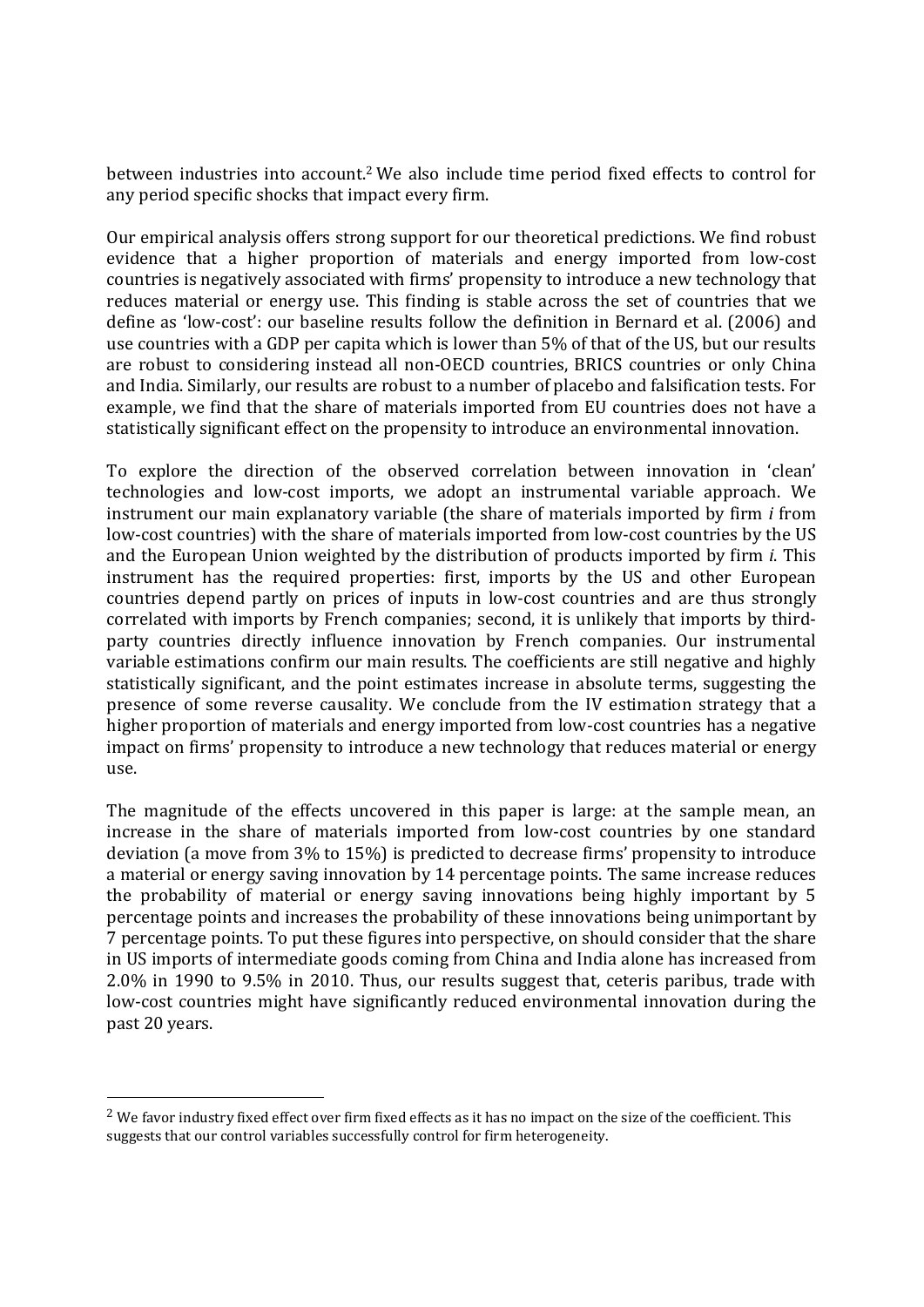between industries into account.[2] We also include time period fixed effects to control for any period specific shocks that impact every firm.

Our empirical analysis offers strong support for our theoretical predictions. We find robust evidence that a higher proportion of materials and energy imported from low-cost countries is negatively associated with firms' propensity to introduce a new technology that reduces material or energy use. This finding is stable across the set of countries that we define as 'low-cost': our baseline results follow the definition in Bernard et al. (2006) and use countries with a GDP per capita which is lower than 5% of that of the US, but our results are robust to considering instead all non-OECD countries, BRICS countries or only China and India. Similarly, our results are robust to a number of placebo and falsification tests. For example, we find that the share of materials imported from EU countries does not have a statistically significant effect on the propensity to introduce an environmental innovation.

To explore the direction of the observed correlation between innovation in 'clean' technologies and low-cost imports, we adopt an instrumental variable approach. We instrument our main explanatory variable (the share of materials imported by firm *i* from low-cost countries) with the share of materials imported from low-cost countries by the US and the European Union weighted by the distribution of products imported by firm *i*. This instrument has the required properties: first, imports by the US and other European countries depend partly on prices of inputs in low-cost countries and are thus strongly correlated with imports by French companies; second, it is unlikely that imports by third-party countries directly influence innovation by French companies. Our instrumental variable estimations confirm our main results. The coefficients are still negative and highly statistically significant, and the point estimates increase in absolute terms, suggesting the presence of some reverse causality. We conclude from the IV estimation strategy that a higher proportion of materials and energy imported from low-cost countries has a negative impact on firms' propensity to introduce a new technology that reduces material or energy use.

The magnitude of the effects uncovered in this paper is large: at the sample mean, an increase in the share of materials imported from low-cost countries by one standard deviation (a move from 3% to 15%) is predicted to decrease firms' propensity to introduce a material or energy saving innovation by 14 percentage points. The same increase reduces the probability of material or energy saving innovations being highly important by 5 percentage points and increases the probability of these innovations being unimportant by 7 percentage points. To put these figures into perspective, on should consider that the share in US imports of intermediate goods coming from China and India alone has increased from 2.0% in 1990 to 9.5% in 2010. Thus, our results suggest that, ceteris paribus, trade with low-cost countries might have significantly reduced environmental innovation during the past 20 years.

---

[2] We favor industry fixed effect over firm fixed effects as it has no impact on the size of the coefficient. This suggests that our control variables successfully control for firm heterogeneity.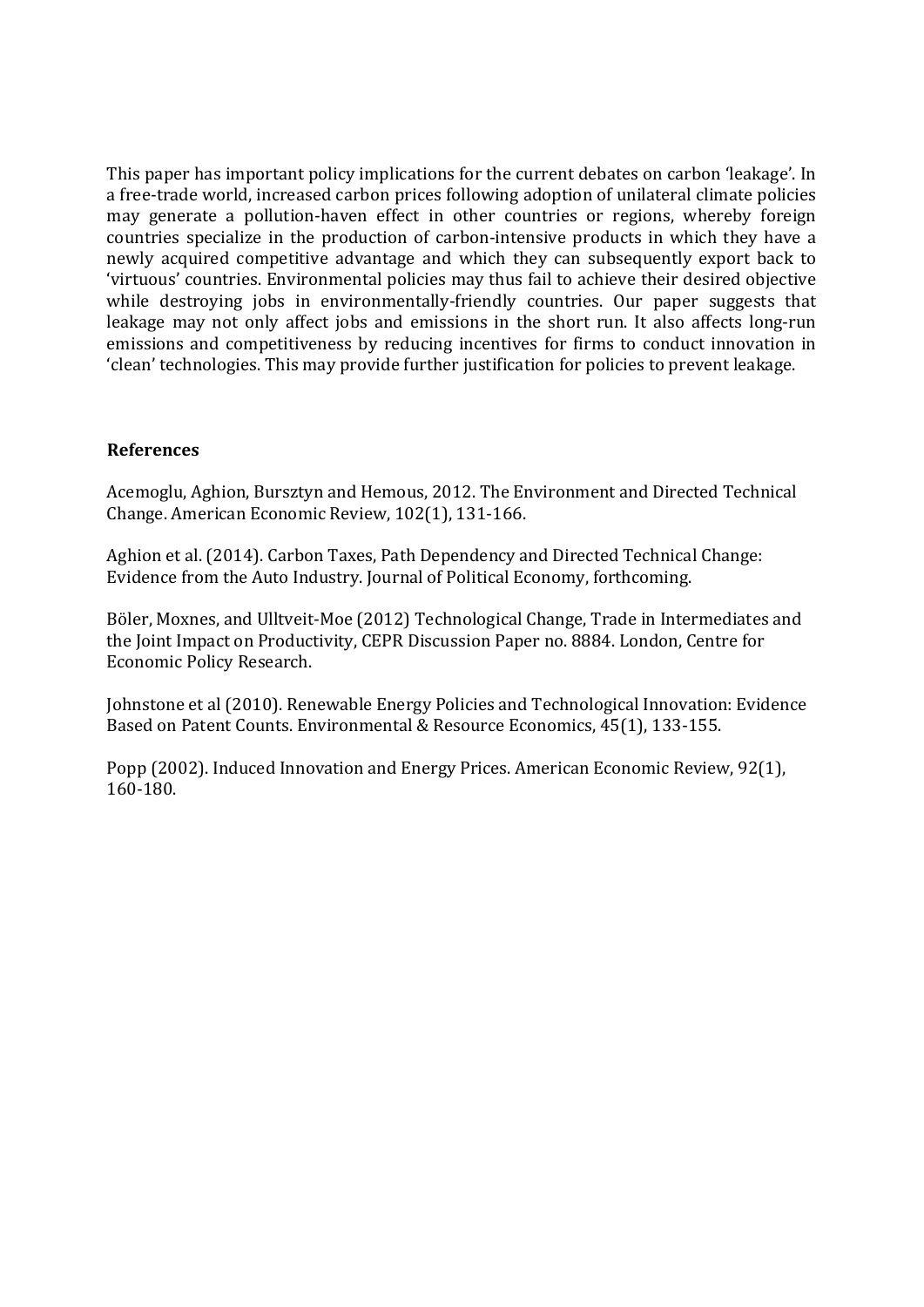This paper has important policy implications for the current debates on carbon 'leakage'. In a free-trade world, increased carbon prices following adoption of unilateral climate policies may generate a pollution-haven effect in other countries or regions, whereby foreign countries specialize in the production of carbon-intensive products in which they have a newly acquired competitive advantage and which they can subsequently export back to 'virtuous' countries. Environmental policies may thus fail to achieve their desired objective while destroying jobs in environmentally-friendly countries. Our paper suggests that leakage may not only affect jobs and emissions in the short run. It also affects long-run emissions and competitiveness by reducing incentives for firms to conduct innovation in 'clean' technologies. This may provide further justification for policies to prevent leakage.

**References**

Acemoglu, Aghion, Bursztyn and Hemous, 2012. The Environment and Directed Technical Change. American Economic Review, 102(1), 131-166.

Aghion et al. (2014). Carbon Taxes, Path Dependency and Directed Technical Change: Evidence from the Auto Industry. Journal of Political Economy, forthcoming.

Böler, Moxnes, and Ulltveit-Moe (2012) Technological Change, Trade in Intermediates and the Joint Impact on Productivity, CEPR Discussion Paper no. 8884. London, Centre for Economic Policy Research.

Johnstone et al (2010). Renewable Energy Policies and Technological Innovation: Evidence Based on Patent Counts. Environmental & Resource Economics, 45(1), 133-155.

Popp (2002). Induced Innovation and Energy Prices. American Economic Review, 92(1), 160-180.